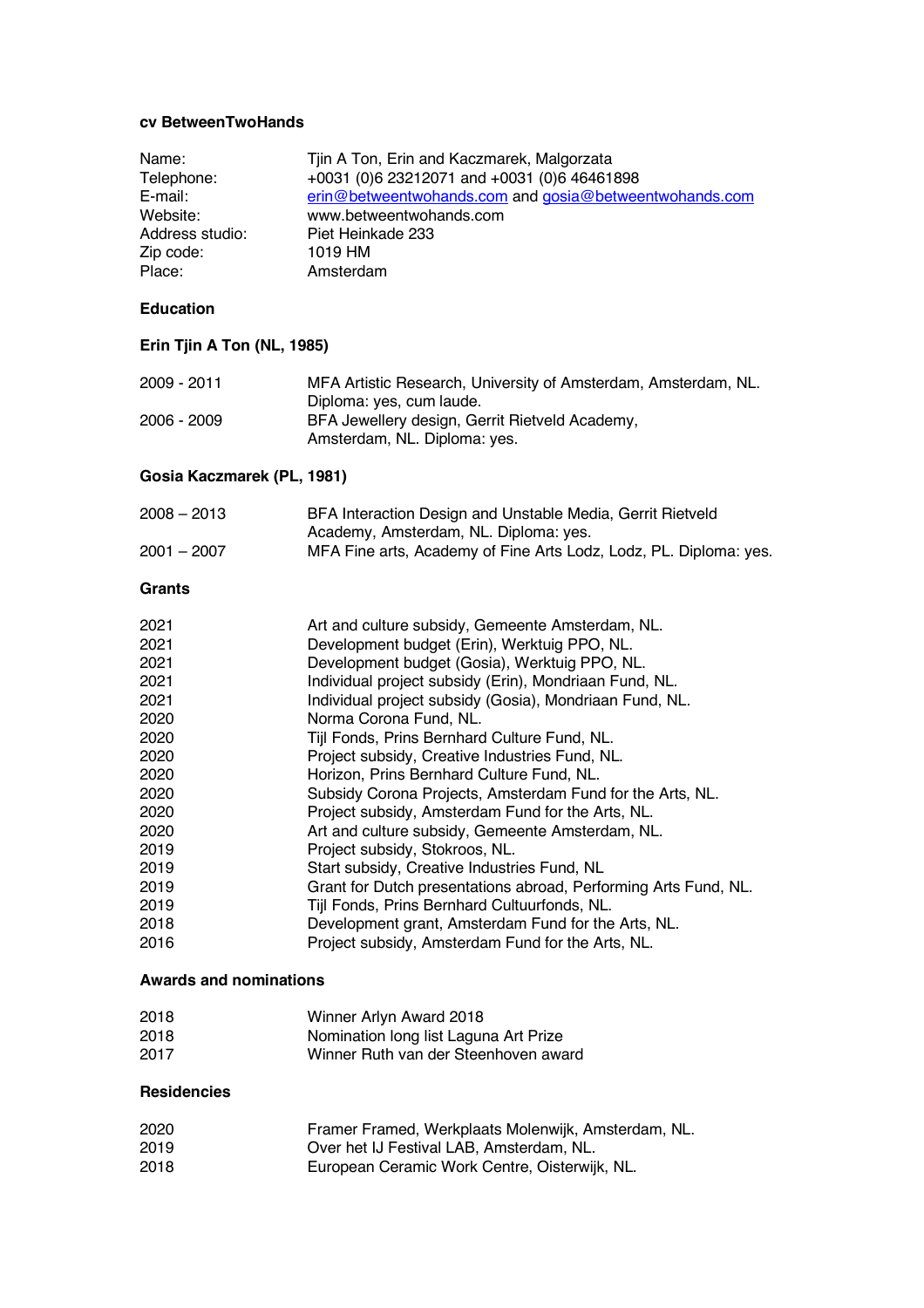**cv BetweenTwoHands**

| | |
|---|---|
| Name: | Tjin A Ton, Erin and Kaczmarek, Malgorzata |
| Telephone: | +0031 (0)6 23212071 and +0031 (0)6 46461898 |
| E-mail: | erin@betweentwohands.com and gosia@betweentwohands.com |
| Website: | www.betweentwohands.com |
| Address studio: | Piet Heinkade 233 |
| Zip code: | 1019 HM |
| Place: | Amsterdam |

## Education

### Erin Tjin A Ton (NL, 1985)

| | |
|---|---|
| 2009 - 2011 | MFA Artistic Research, University of Amsterdam, Amsterdam, NL. Diploma: yes, cum laude. |
| 2006 - 2009 | BFA Jewellery design, Gerrit Rietveld Academy, Amsterdam, NL. Diploma: yes. |

### Gosia Kaczmarek (PL, 1981)

| | |
|---|---|
| 2008 – 2013 | BFA Interaction Design and Unstable Media, Gerrit Rietveld Academy, Amsterdam, NL. Diploma: yes. |
| 2001 – 2007 | MFA Fine arts, Academy of Fine Arts Lodz, Lodz, PL. Diploma: yes. |

## Grants

| | |
|---|---|
| 2021 | Art and culture subsidy, Gemeente Amsterdam, NL. |
| 2021 | Development budget (Erin), Werktuig PPO, NL. |
| 2021 | Development budget (Gosia), Werktuig PPO, NL. |
| 2021 | Individual project subsidy (Erin), Mondriaan Fund, NL. |
| 2021 | Individual project subsidy (Gosia), Mondriaan Fund, NL. |
| 2020 | Norma Corona Fund, NL. |
| 2020 | Tijl Fonds, Prins Bernhard Culture Fund, NL. |
| 2020 | Project subsidy, Creative Industries Fund, NL. |
| 2020 | Horizon, Prins Bernhard Culture Fund, NL. |
| 2020 | Subsidy Corona Projects, Amsterdam Fund for the Arts, NL. |
| 2020 | Project subsidy, Amsterdam Fund for the Arts, NL. |
| 2020 | Art and culture subsidy, Gemeente Amsterdam, NL. |
| 2019 | Project subsidy, Stokroos, NL. |
| 2019 | Start subsidy, Creative Industries Fund, NL |
| 2019 | Grant for Dutch presentations abroad, Performing Arts Fund, NL. |
| 2019 | Tijl Fonds, Prins Bernhard Cultuurfonds, NL. |
| 2018 | Development grant, Amsterdam Fund for the Arts, NL. |
| 2016 | Project subsidy, Amsterdam Fund for the Arts, NL. |

## Awards and nominations

| | |
|---|---|
| 2018 | Winner Arlyn Award 2018 |
| 2018 | Nomination long list Laguna Art Prize |
| 2017 | Winner Ruth van der Steenhoven award |

## Residencies

| | |
|---|---|
| 2020 | Framer Framed, Werkplaats Molenwijk, Amsterdam, NL. |
| 2019 | Over het IJ Festival LAB, Amsterdam, NL. |
| 2018 | European Ceramic Work Centre, Oisterwijk, NL. |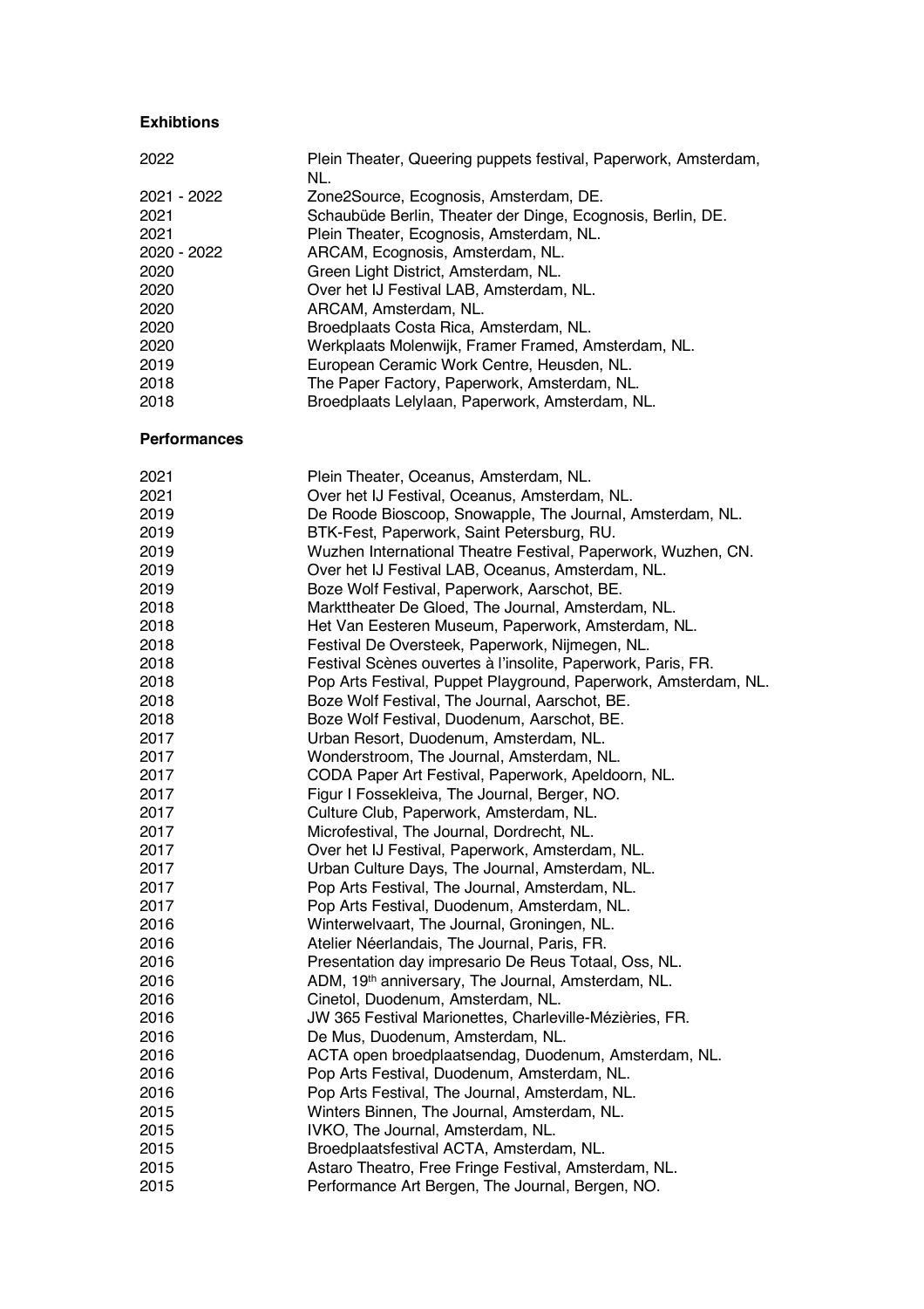**Exhibtions**

| | |
|---|---|
| 2022 | Plein Theater, Queering puppets festival, Paperwork, Amsterdam, NL. |
| 2021 - 2022 | Zone2Source, Ecognosis, Amsterdam, DE. |
| 2021 | Schaubüde Berlin, Theater der Dinge, Ecognosis, Berlin, DE. |
| 2021 | Plein Theater, Ecognosis, Amsterdam, NL. |
| 2020 - 2022 | ARCAM, Ecognosis, Amsterdam, NL. |
| 2020 | Green Light District, Amsterdam, NL. |
| 2020 | Over het IJ Festival LAB, Amsterdam, NL. |
| 2020 | ARCAM, Amsterdam, NL. |
| 2020 | Broedplaats Costa Rica, Amsterdam, NL. |
| 2020 | Werkplaats Molenwijk, Framer Framed, Amsterdam, NL. |
| 2019 | European Ceramic Work Centre, Heusden, NL. |
| 2018 | The Paper Factory, Paperwork, Amsterdam, NL. |
| 2018 | Broedplaats Lelylaan, Paperwork, Amsterdam, NL. |

**Performances**

| | |
|---|---|
| 2021 | Plein Theater, Oceanus, Amsterdam, NL. |
| 2021 | Over het IJ Festival, Oceanus, Amsterdam, NL. |
| 2019 | De Roode Bioscoop, Snowapple, The Journal, Amsterdam, NL. |
| 2019 | BTK-Fest, Paperwork, Saint Petersburg, RU. |
| 2019 | Wuzhen International Theatre Festival, Paperwork, Wuzhen, CN. |
| 2019 | Over het IJ Festival LAB, Oceanus, Amsterdam, NL. |
| 2019 | Boze Wolf Festival, Paperwork, Aarschot, BE. |
| 2018 | Marktheater De Gloed, The Journal, Amsterdam, NL. |
| 2018 | Het Van Eesteren Museum, Paperwork, Amsterdam, NL. |
| 2018 | Festival De Oversteek, Paperwork, Nijmegen, NL. |
| 2018 | Festival Scènes ouvertes à l'insolite, Paperwork, Paris, FR. |
| 2018 | Pop Arts Festival, Puppet Playground, Paperwork, Amsterdam, NL. |
| 2018 | Boze Wolf Festival, The Journal, Aarschot, BE. |
| 2018 | Boze Wolf Festival, Duodenum, Aarschot, BE. |
| 2017 | Urban Resort, Duodenum, Amsterdam, NL. |
| 2017 | Wonderstroom, The Journal, Amsterdam, NL. |
| 2017 | CODA Paper Art Festival, Paperwork, Apeldoorn, NL. |
| 2017 | Figur I Fossekleiva, The Journal, Berger, NO. |
| 2017 | Culture Club, Paperwork, Amsterdam, NL. |
| 2017 | Microfestival, The Journal, Dordrecht, NL. |
| 2017 | Over het IJ Festival, Paperwork, Amsterdam, NL. |
| 2017 | Urban Culture Days, The Journal, Amsterdam, NL. |
| 2017 | Pop Arts Festival, The Journal, Amsterdam, NL. |
| 2017 | Pop Arts Festival, Duodenum, Amsterdam, NL. |
| 2016 | Winterwelvaart, The Journal, Groningen, NL. |
| 2016 | Atelier Néerlandais, The Journal, Paris, FR. |
| 2016 | Presentation day impresario De Reus Totaal, Oss, NL. |
| 2016 | ADM, 19th anniversary, The Journal, Amsterdam, NL. |
| 2016 | Cinetol, Duodenum, Amsterdam, NL. |
| 2016 | JW 365 Festival Marionettes, Charleville-Mézières, FR. |
| 2016 | De Mus, Duodenum, Amsterdam, NL. |
| 2016 | ACTA open broedplaatsendag, Duodenum, Amsterdam, NL. |
| 2016 | Pop Arts Festival, Duodenum, Amsterdam, NL. |
| 2016 | Pop Arts Festival, The Journal, Amsterdam, NL. |
| 2015 | Winters Binnen, The Journal, Amsterdam, NL. |
| 2015 | IVKO, The Journal, Amsterdam, NL. |
| 2015 | Broedplaatsfestival ACTA, Amsterdam, NL. |
| 2015 | Astaro Theatro, Free Fringe Festival, Amsterdam, NL. |
| 2015 | Performance Art Bergen, The Journal, Bergen, NO. |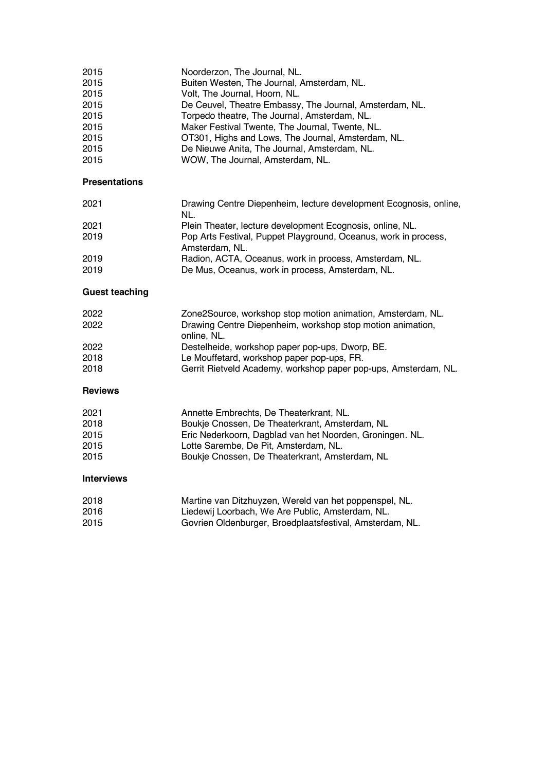| | |
|---|---|
| 2015 | Noorderzon, The Journal, NL. |
| 2015 | Buiten Westen, The Journal, Amsterdam, NL. |
| 2015 | Volt, The Journal, Hoorn, NL. |
| 2015 | De Ceuvel, Theatre Embassy, The Journal, Amsterdam, NL. |
| 2015 | Torpedo theatre, The Journal, Amsterdam, NL. |
| 2015 | Maker Festival Twente, The Journal, Twente, NL. |
| 2015 | OT301, Highs and Lows, The Journal, Amsterdam, NL. |
| 2015 | De Nieuwe Anita, The Journal, Amsterdam, NL. |
| 2015 | WOW, The Journal, Amsterdam, NL. |

**Presentations**

| | |
|---|---|
| 2021 | Drawing Centre Diepenheim, lecture development Ecognosis, online, NL. |
| 2021 | Plein Theater, lecture development Ecognosis, online, NL. |
| 2019 | Pop Arts Festival, Puppet Playground, Oceanus, work in process, Amsterdam, NL. |
| 2019 | Radion, ACTA, Oceanus, work in process, Amsterdam, NL. |
| 2019 | De Mus, Oceanus, work in process, Amsterdam, NL. |

**Guest teaching**

| | |
|---|---|
| 2022 | Zone2Source, workshop stop motion animation, Amsterdam, NL. |
| 2022 | Drawing Centre Diepenheim, workshop stop motion animation, online, NL. |
| 2022 | Destelheide, workshop paper pop-ups, Dworp, BE. |
| 2018 | Le Mouffetard, workshop paper pop-ups, FR. |
| 2018 | Gerrit Rietveld Academy, workshop paper pop-ups, Amsterdam, NL. |

**Reviews**

| | |
|---|---|
| 2021 | Annette Embrechts, De Theaterkrant, NL. |
| 2018 | Boukje Cnossen, De Theaterkrant, Amsterdam, NL |
| 2015 | Eric Nederkoorn, Dagblad van het Noorden, Groningen. NL. |
| 2015 | Lotte Sarembe, De Pit, Amsterdam, NL. |
| 2015 | Boukje Cnossen, De Theaterkrant, Amsterdam, NL |

**Interviews**

| | |
|---|---|
| 2018 | Martine van Ditzhuyzen, Wereld van het poppenspel, NL. |
| 2016 | Liedewij Loorbach, We Are Public, Amsterdam, NL. |
| 2015 | Govrien Oldenburger, Broedplaatsfestival, Amsterdam, NL. |